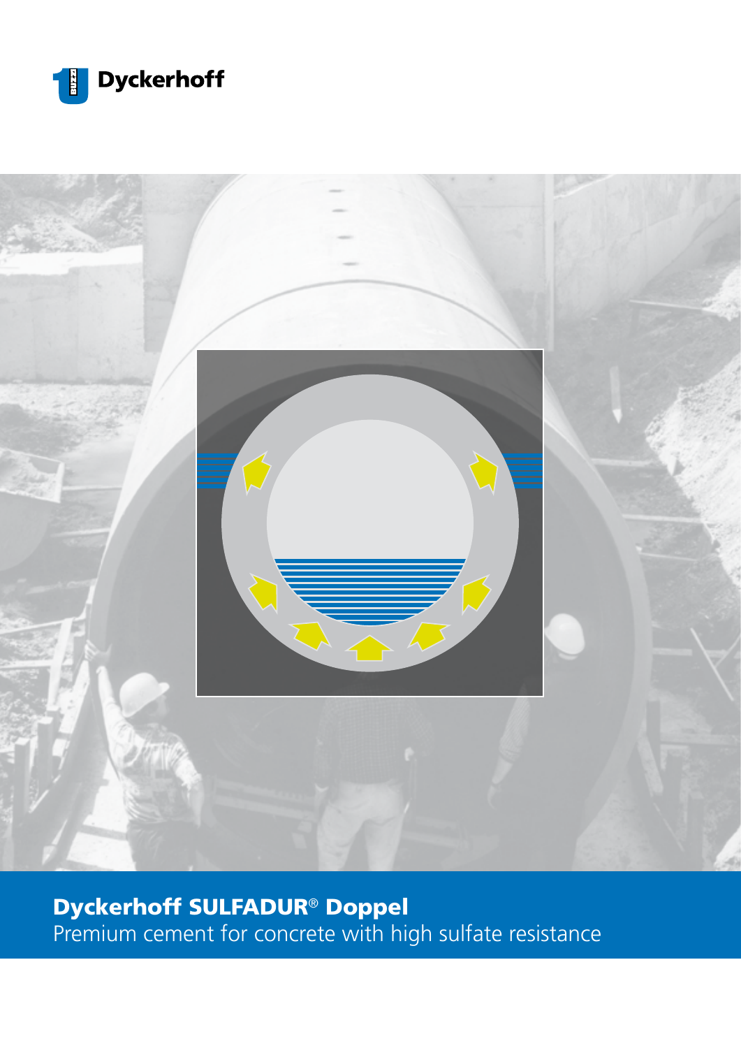Dyckerhoff

# Dyckerhoff SULFADUR® Doppel

Premium cement for concrete with high sulfate resistance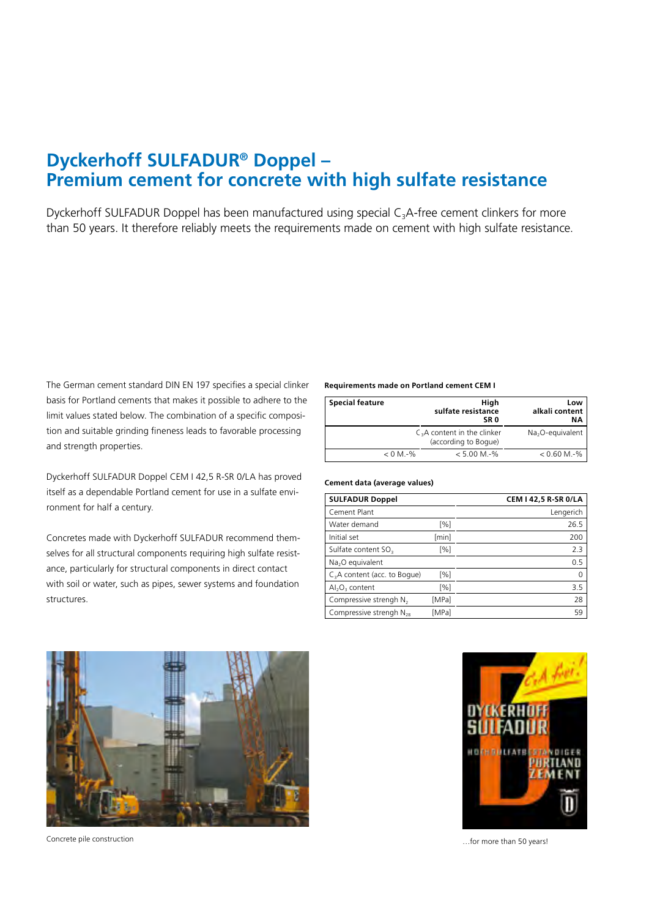# Dyckerhoff SULFADUR® Doppel – Premium cement for concrete with high sulfate resistance

Dyckerhoff SULFADUR Doppel has been manufactured using special $C_3A$-free cement clinkers for more than 50 years. It therefore reliably meets the requirements made on cement with high sulfate resistance.

The German cement standard DIN EN 197 specifies a special clinker basis for Portland cements that makes it possible to adhere to the limit values stated below. The combination of a specific composition and suitable grinding fineness leads to favorable processing and strength properties.

Dyckerhoff SULFADUR Doppel CEM I 42,5 R-SR 0/LA has proved itself as a dependable Portland cement for use in a sulfate environment for half a century.

Concretes made with Dyckerhoff SULFADUR recommend themselves for all structural components requiring high sulfate resistance, particularly for structural components in direct contact with soil or water, such as pipes, sewer systems and foundation structures.

**Requirements made on Portland cement CEM I**

| Special feature | High sulfate resistance SR 0 | Low alkali content NA |
|---|---|---|
| | $C_3A$ content in the clinker (according to Bogue) | $Na_2O$-equivalent |
| < 0 M.-% | < 5.00 M.-% | < 0.60 M.-% |

**Cement data (average values)**

| SULFADUR Doppel | | CEM I 42,5 R-SR 0/LA |
|---|---|---|
| Cement Plant | | Lengerich |
| Water demand | [%] | 26.5 |
| Initial set | [min] | 200 |
| Sulfate content $SO_3$ | [%] | 2.3 |
| $Na_2O$ equivalent | | 0.5 |
| $C_3A$ content (acc. to Bogue) | [%] | 0 |
| $Al_2O_3$ content | [%] | 3.5 |
| Compressive strengh $N_2$ | [MPa] | 28 |
| Compressive strengh $N_{28}$ | [MPa] | 59 |

Concrete pile construction

…for more than 50 years!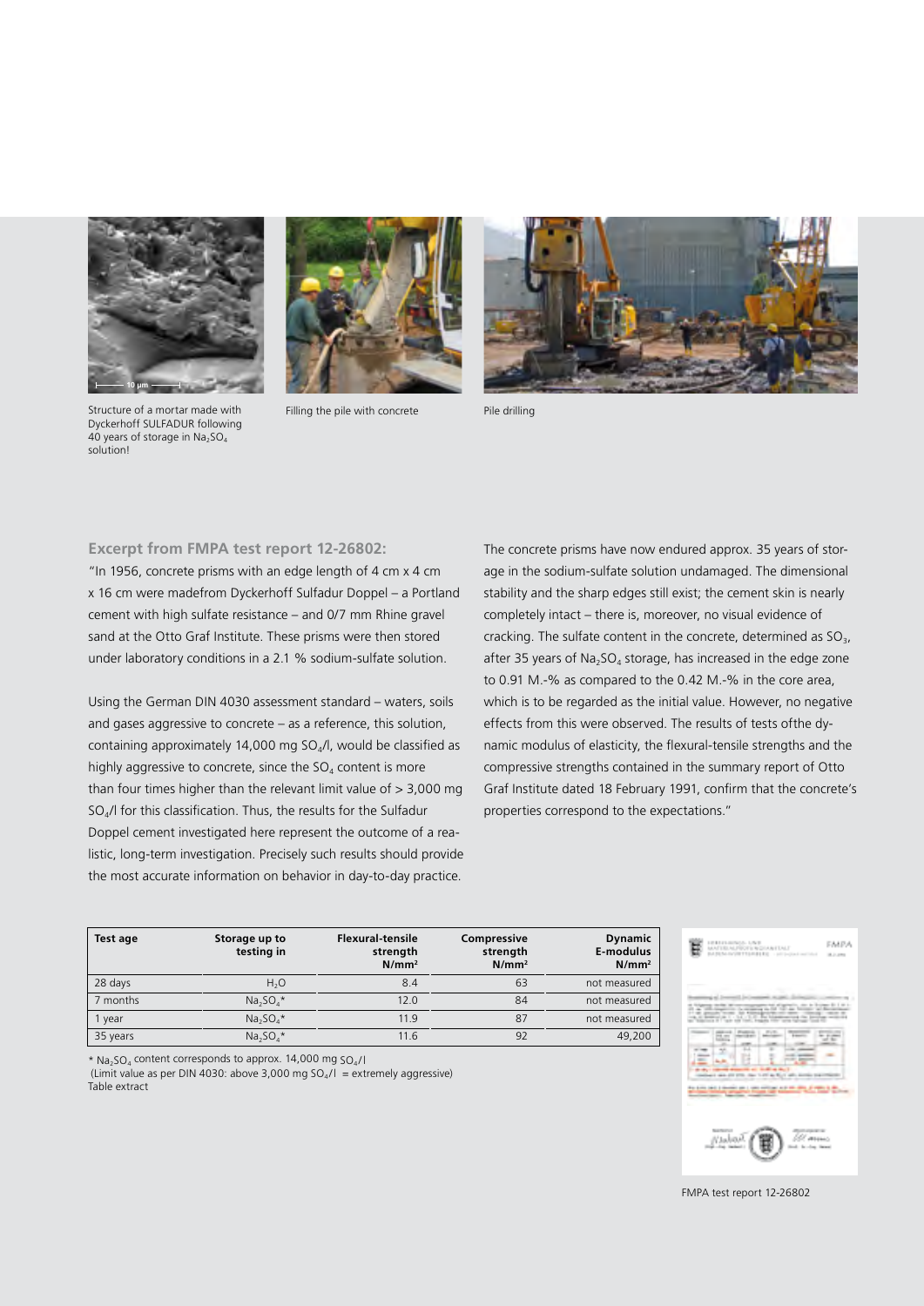Structure of a mortar made with Dyckerhoff SULFADUR following 40 years of storage in $Na_2SO_4$ solution!

Filling the pile with concrete

Pile drilling

### Excerpt from FMPA test report 12-26802:

"In 1956, concrete prisms with an edge length of 4 cm x 4 cm x 16 cm were madefrom Dyckerhoff Sulfadur Doppel – a Portland cement with high sulfate resistance – and 0/7 mm Rhine gravel sand at the Otto Graf Institute. These prisms were then stored under laboratory conditions in a 2.1 % sodium-sulfate solution.

Using the German DIN 4030 assessment standard – waters, soils and gases aggressive to concrete – as a reference, this solution, containing approximately 14,000 mg $SO_4$/l, would be classified as highly aggressive to concrete, since the $SO_4$ content is more than four times higher than the relevant limit value of > 3,000 mg $SO_4$/l for this classification. Thus, the results for the Sulfadur Doppel cement investigated here represent the outcome of a realistic, long-term investigation. Precisely such results should provide the most accurate information on behavior in day-to-day practice.

The concrete prisms have now endured approx. 35 years of storage in the sodium-sulfate solution undamaged. The dimensional stability and the sharp edges still exist; the cement skin is nearly completely intact – there is, moreover, no visual evidence of cracking. The sulfate content in the concrete, determined as $SO_3$, after 35 years of $Na_2SO_4$ storage, has increased in the edge zone to 0.91 M.-% as compared to the 0.42 M.-% in the core area, which is to be regarded as the initial value. However, no negative effects from this were observed. The results of tests ofthe dynamic modulus of elasticity, the flexural-tensile strengths and the compressive strengths contained in the summary report of Otto Graf Institute dated 18 February 1991, confirm that the concrete's properties correspond to the expectations."

| Test age | Storage up to testing in | Flexural-tensile strength N/mm² | Compressive strength N/mm² | Dynamic E-modulus N/mm² |
|---|---|---|---|---|
| 28 days | $H_2O$ | 8.4 | 63 | not measured |
| 7 months | $Na_2SO_4$* | 12.0 | 84 | not measured |
| 1 year | $Na_2SO_4$* | 11.9 | 87 | not measured |
| 35 years | $Na_2SO_4$* | 11.6 | 92 | 49,200 |

* $Na_2SO_4$ content corresponds to approx. 14,000 mg $SO_4$/l
(Limit value as per DIN 4030: above 3,000 mg $SO_4$/l = extremely aggressive)
Table extract

FMPA test report 12-26802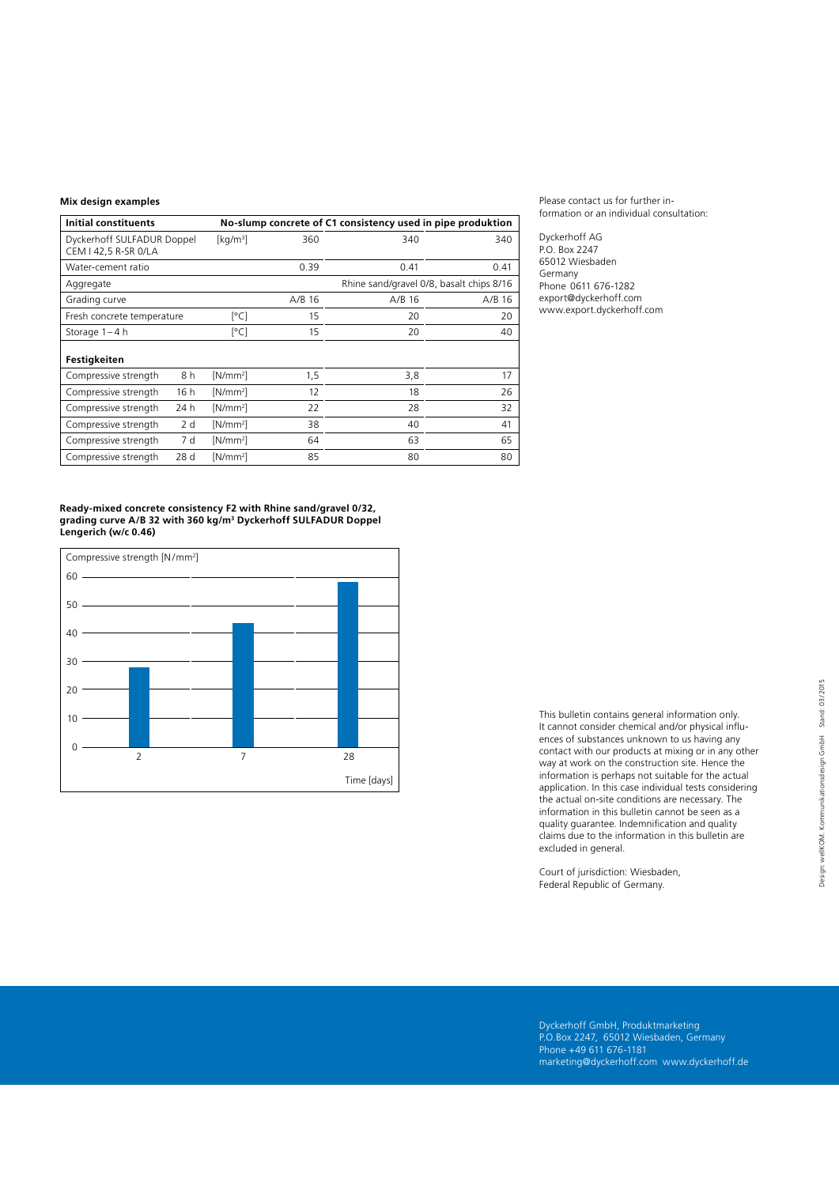**Mix design examples**

| Initial constituents | | | No-slump concrete of C1 consistency used in pipe produktion | | |
|---|---|---|---|---|---|
| Dyckerhoff SULFADUR Doppel CEM I 42,5 R-SR 0/LA | | [kg/m³] | 360 | 340 | 340 |
| Water-cement ratio | | | 0.39 | 0.41 | 0.41 |
| Aggregate | | | | Rhine sand/gravel 0/8, basalt chips 8/16 | |
| Grading curve | | | A/B 16 | A/B 16 | A/B 16 |
| Fresh concrete temperature | | [°C] | 15 | 20 | 20 |
| Storage 1 – 4 h | | [°C] | 15 | 20 | 40 |
| **Festigkeiten** | | | | | |
| Compressive strength | 8 h | [N/mm²] | 1,5 | 3,8 | 17 |
| Compressive strength | 16 h | [N/mm²] | 12 | 18 | 26 |
| Compressive strength | 24 h | [N/mm²] | 22 | 28 | 32 |
| Compressive strength | 2 d | [N/mm²] | 38 | 40 | 41 |
| Compressive strength | 7 d | [N/mm²] | 64 | 63 | 65 |
| Compressive strength | 28 d | [N/mm²] | 85 | 80 | 80 |

**Ready-mixed concrete consistency F2 with Rhine sand/gravel 0/32, grading curve A/B 32 with 360 kg/m³ Dyckerhoff SULFADUR Doppel Lengerich (w/c 0.46)**

Compressive strength [N/mm²]

60
50
40
30
20
10
0

2
7
28

Time [days]

Please contact us for further information or an individual consultation:

Dyckerhoff AG
P.O. Box 2247
65012 Wiesbaden
Germany
Phone 0611 676-1282
export@dyckerhoff.com
www.export.dyckerhoff.com

This bulletin contains general information only. It cannot consider chemical and/or physical influences of substances unknown to us having any contact with our products at mixing or in any other way at work on the construction site. Hence the information is perhaps not suitable for the actual application. In this case individual tests considering the actual on-site conditions are necessary. The information in this bulletin cannot be seen as a quality guarantee. Indemnification and quality claims due to the information in this bulletin are excluded in general.

Court of jurisdiction: Wiesbaden, Federal Republic of Germany.

Design: wellKOM. Kommunikationsdesign GmbH Stand: 03/2015

Dyckerhoff GmbH, Produktmarketing
P.O.Box 2247, 65012 Wiesbaden, Germany
Phone +49 611 676-1181
marketing@dyckerhoff.com www.dyckerhoff.de